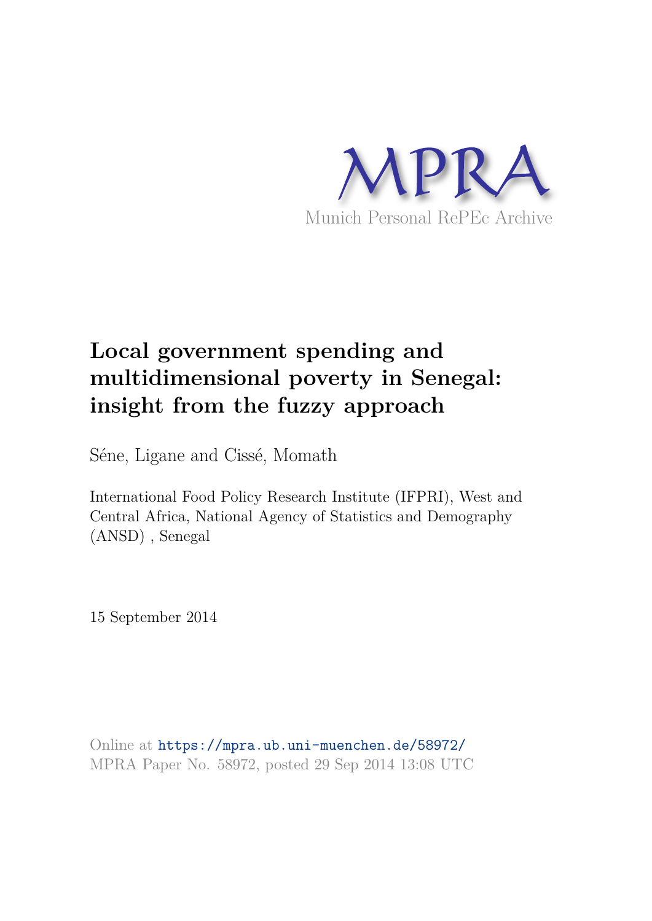MPRA

Munich Personal RePEc Archive

# Local government spending and multidimensional poverty in Senegal: insight from the fuzzy approach

Séne, Ligane and Cissé, Momath

International Food Policy Research Institute (IFPRI), West and Central Africa, National Agency of Statistics and Demography (ANSD) , Senegal

15 September 2014

Online at https://mpra.ub.uni-muenchen.de/58972/
MPRA Paper No. 58972, posted 29 Sep 2014 13:08 UTC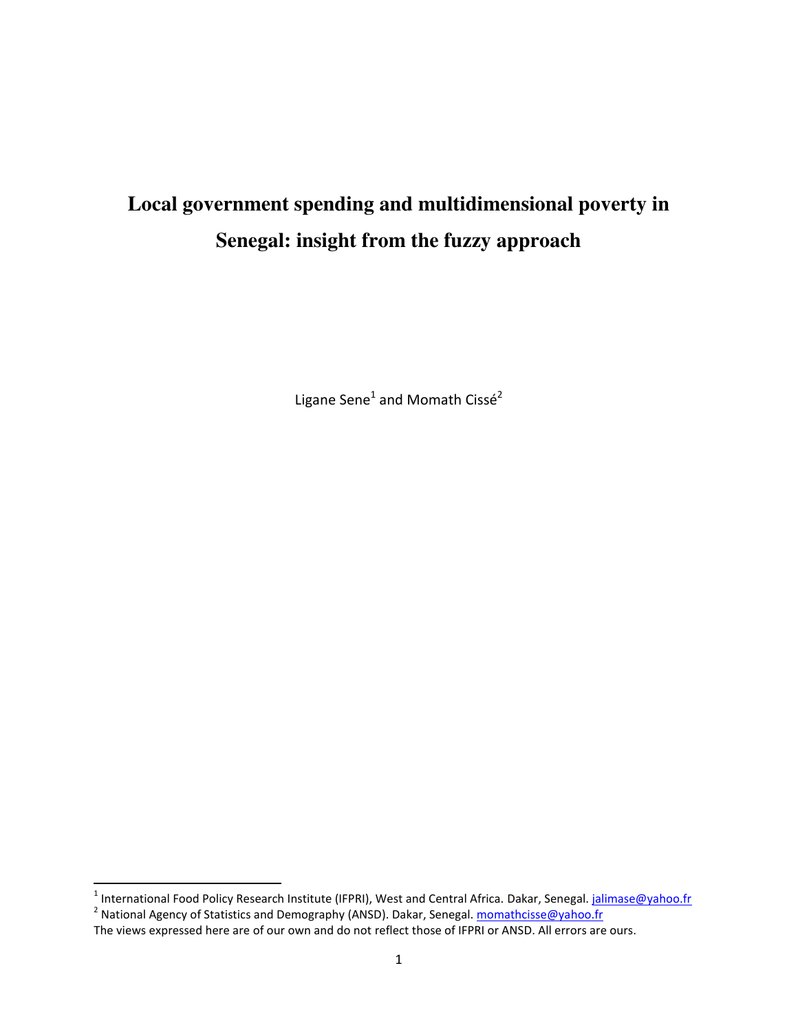# Local government spending and multidimensional poverty in Senegal: insight from the fuzzy approach

Ligane Sene[1] and Momath Cissé[2]

[1] International Food Policy Research Institute (IFPRI), West and Central Africa. Dakar, Senegal. jalimase@yahoo.fr

[2] National Agency of Statistics and Demography (ANSD). Dakar, Senegal. momathcisse@yahoo.fr

The views expressed here are of our own and do not reflect those of IFPRI or ANSD. All errors are ours.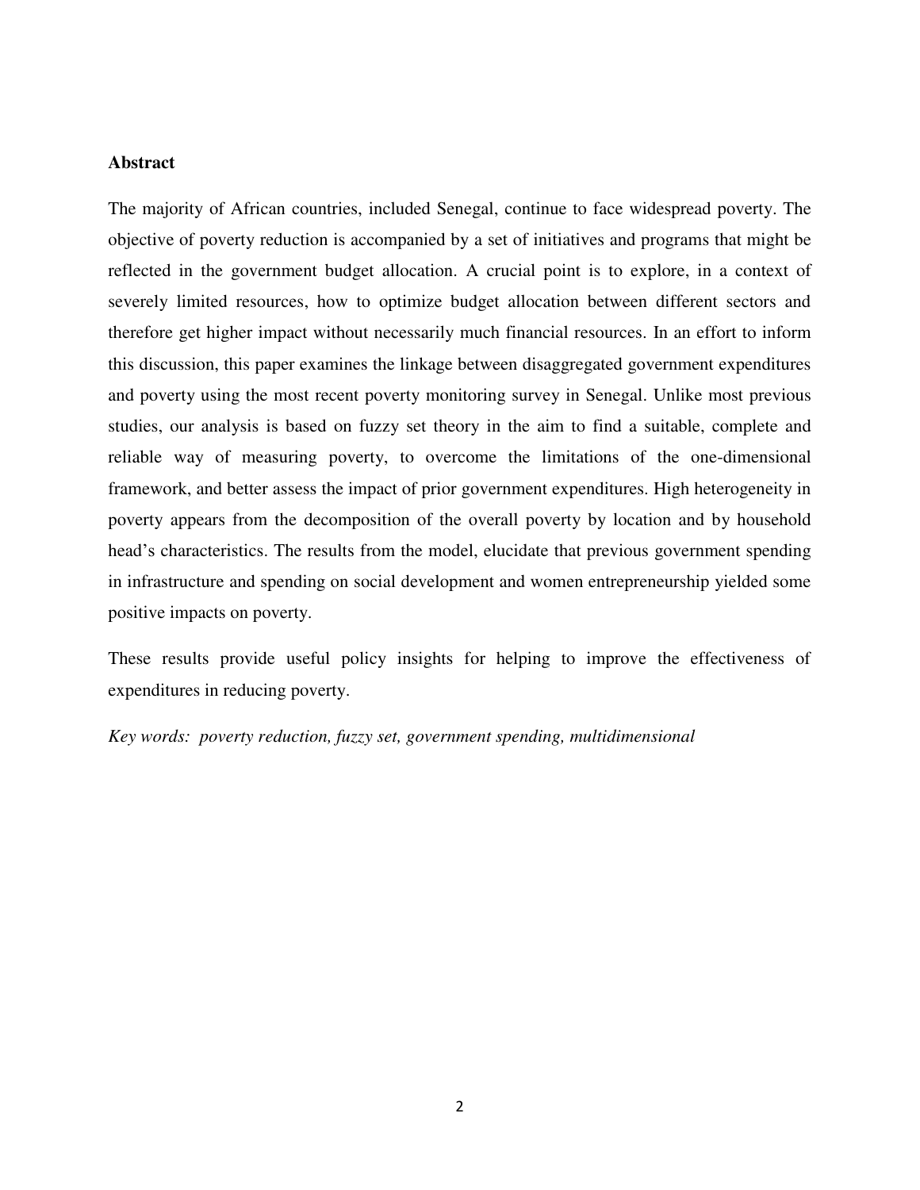## Abstract

The majority of African countries, included Senegal, continue to face widespread poverty. The objective of poverty reduction is accompanied by a set of initiatives and programs that might be reflected in the government budget allocation. A crucial point is to explore, in a context of severely limited resources, how to optimize budget allocation between different sectors and therefore get higher impact without necessarily much financial resources. In an effort to inform this discussion, this paper examines the linkage between disaggregated government expenditures and poverty using the most recent poverty monitoring survey in Senegal. Unlike most previous studies, our analysis is based on fuzzy set theory in the aim to find a suitable, complete and reliable way of measuring poverty, to overcome the limitations of the one-dimensional framework, and better assess the impact of prior government expenditures. High heterogeneity in poverty appears from the decomposition of the overall poverty by location and by household head's characteristics. The results from the model, elucidate that previous government spending in infrastructure and spending on social development and women entrepreneurship yielded some positive impacts on poverty.

These results provide useful policy insights for helping to improve the effectiveness of expenditures in reducing poverty.

*Key words: poverty reduction, fuzzy set, government spending, multidimensional*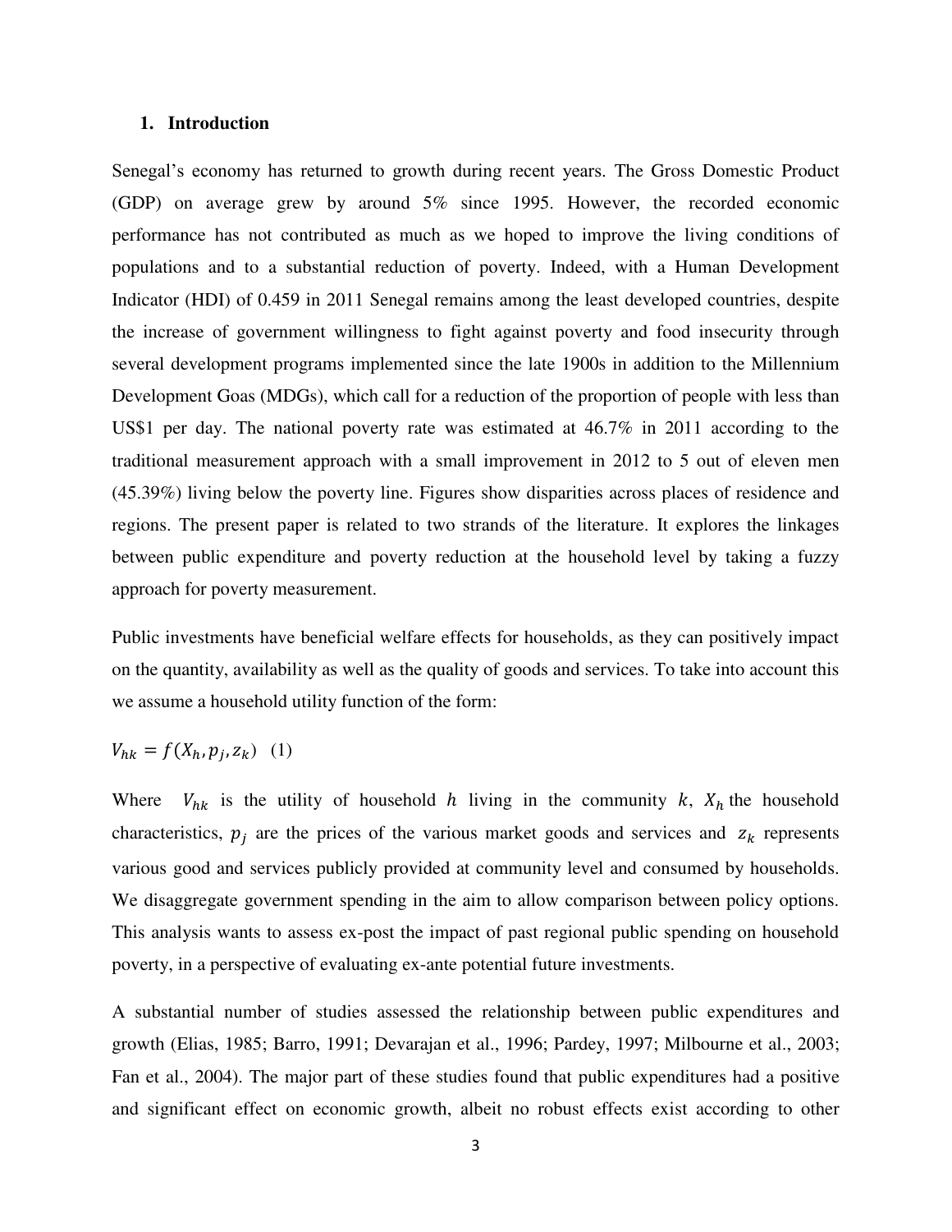## 1. Introduction

Senegal's economy has returned to growth during recent years. The Gross Domestic Product (GDP) on average grew by around 5% since 1995. However, the recorded economic performance has not contributed as much as we hoped to improve the living conditions of populations and to a substantial reduction of poverty. Indeed, with a Human Development Indicator (HDI) of 0.459 in 2011 Senegal remains among the least developed countries, despite the increase of government willingness to fight against poverty and food insecurity through several development programs implemented since the late 1900s in addition to the Millennium Development Goas (MDGs), which call for a reduction of the proportion of people with less than US$1 per day. The national poverty rate was estimated at 46.7% in 2011 according to the traditional measurement approach with a small improvement in 2012 to 5 out of eleven men (45.39%) living below the poverty line. Figures show disparities across places of residence and regions. The present paper is related to two strands of the literature. It explores the linkages between public expenditure and poverty reduction at the household level by taking a fuzzy approach for poverty measurement.

Public investments have beneficial welfare effects for households, as they can positively impact on the quantity, availability as well as the quality of goods and services. To take into account this we assume a household utility function of the form:

$$V_{hk} = f(X_h, p_j, z_k) \quad (1)$$

Where $V_{hk}$ is the utility of household $h$ living in the community $k$, $X_h$ the household characteristics, $p_j$ are the prices of the various market goods and services and $z_k$ represents various good and services publicly provided at community level and consumed by households. We disaggregate government spending in the aim to allow comparison between policy options. This analysis wants to assess ex-post the impact of past regional public spending on household poverty, in a perspective of evaluating ex-ante potential future investments.

A substantial number of studies assessed the relationship between public expenditures and growth (Elias, 1985; Barro, 1991; Devarajan et al., 1996; Pardey, 1997; Milbourne et al., 2003; Fan et al., 2004). The major part of these studies found that public expenditures had a positive and significant effect on economic growth, albeit no robust effects exist according to other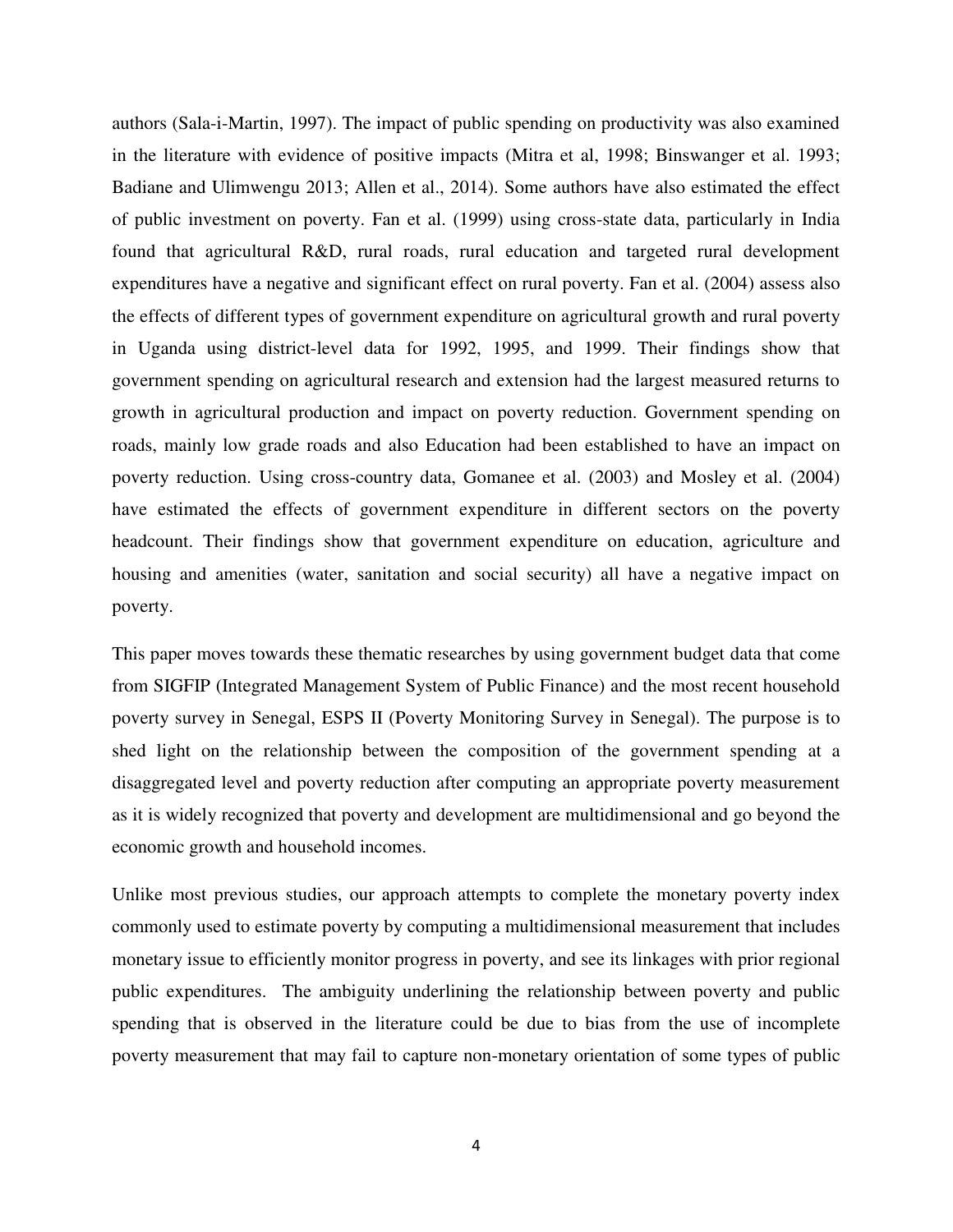authors (Sala-i-Martin, 1997). The impact of public spending on productivity was also examined in the literature with evidence of positive impacts (Mitra et al, 1998; Binswanger et al. 1993; Badiane and Ulimwengu 2013; Allen et al., 2014). Some authors have also estimated the effect of public investment on poverty. Fan et al. (1999) using cross-state data, particularly in India found that agricultural R&D, rural roads, rural education and targeted rural development expenditures have a negative and significant effect on rural poverty. Fan et al. (2004) assess also the effects of different types of government expenditure on agricultural growth and rural poverty in Uganda using district-level data for 1992, 1995, and 1999. Their findings show that government spending on agricultural research and extension had the largest measured returns to growth in agricultural production and impact on poverty reduction. Government spending on roads, mainly low grade roads and also Education had been established to have an impact on poverty reduction. Using cross-country data, Gomanee et al. (2003) and Mosley et al. (2004) have estimated the effects of government expenditure in different sectors on the poverty headcount. Their findings show that government expenditure on education, agriculture and housing and amenities (water, sanitation and social security) all have a negative impact on poverty.

This paper moves towards these thematic researches by using government budget data that come from SIGFIP (Integrated Management System of Public Finance) and the most recent household poverty survey in Senegal, ESPS II (Poverty Monitoring Survey in Senegal). The purpose is to shed light on the relationship between the composition of the government spending at a disaggregated level and poverty reduction after computing an appropriate poverty measurement as it is widely recognized that poverty and development are multidimensional and go beyond the economic growth and household incomes.

Unlike most previous studies, our approach attempts to complete the monetary poverty index commonly used to estimate poverty by computing a multidimensional measurement that includes monetary issue to efficiently monitor progress in poverty, and see its linkages with prior regional public expenditures. The ambiguity underlining the relationship between poverty and public spending that is observed in the literature could be due to bias from the use of incomplete poverty measurement that may fail to capture non-monetary orientation of some types of public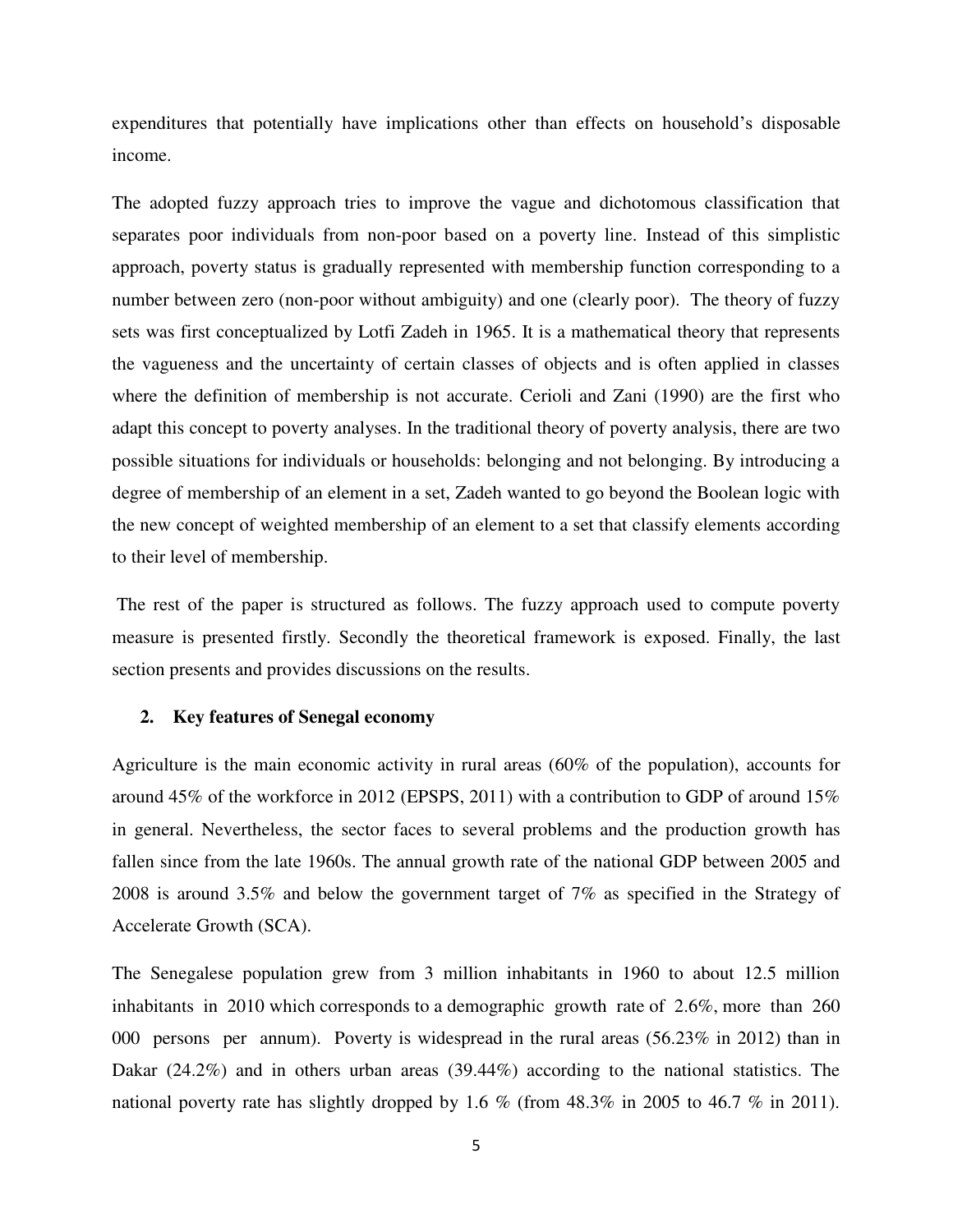expenditures that potentially have implications other than effects on household's disposable income.

The adopted fuzzy approach tries to improve the vague and dichotomous classification that separates poor individuals from non-poor based on a poverty line. Instead of this simplistic approach, poverty status is gradually represented with membership function corresponding to a number between zero (non-poor without ambiguity) and one (clearly poor). The theory of fuzzy sets was first conceptualized by Lotfi Zadeh in 1965. It is a mathematical theory that represents the vagueness and the uncertainty of certain classes of objects and is often applied in classes where the definition of membership is not accurate. Cerioli and Zani (1990) are the first who adapt this concept to poverty analyses. In the traditional theory of poverty analysis, there are two possible situations for individuals or households: belonging and not belonging. By introducing a degree of membership of an element in a set, Zadeh wanted to go beyond the Boolean logic with the new concept of weighted membership of an element to a set that classify elements according to their level of membership.

The rest of the paper is structured as follows. The fuzzy approach used to compute poverty measure is presented firstly. Secondly the theoretical framework is exposed. Finally, the last section presents and provides discussions on the results.

## 2. Key features of Senegal economy

Agriculture is the main economic activity in rural areas (60% of the population), accounts for around 45% of the workforce in 2012 (EPSPS, 2011) with a contribution to GDP of around 15% in general. Nevertheless, the sector faces to several problems and the production growth has fallen since from the late 1960s. The annual growth rate of the national GDP between 2005 and 2008 is around 3.5% and below the government target of 7% as specified in the Strategy of Accelerate Growth (SCA).

The Senegalese population grew from 3 million inhabitants in 1960 to about 12.5 million inhabitants in 2010 which corresponds to a demographic growth rate of 2.6%, more than 260 000 persons per annum). Poverty is widespread in the rural areas (56.23% in 2012) than in Dakar (24.2%) and in others urban areas (39.44%) according to the national statistics. The national poverty rate has slightly dropped by 1.6 % (from 48.3% in 2005 to 46.7 % in 2011).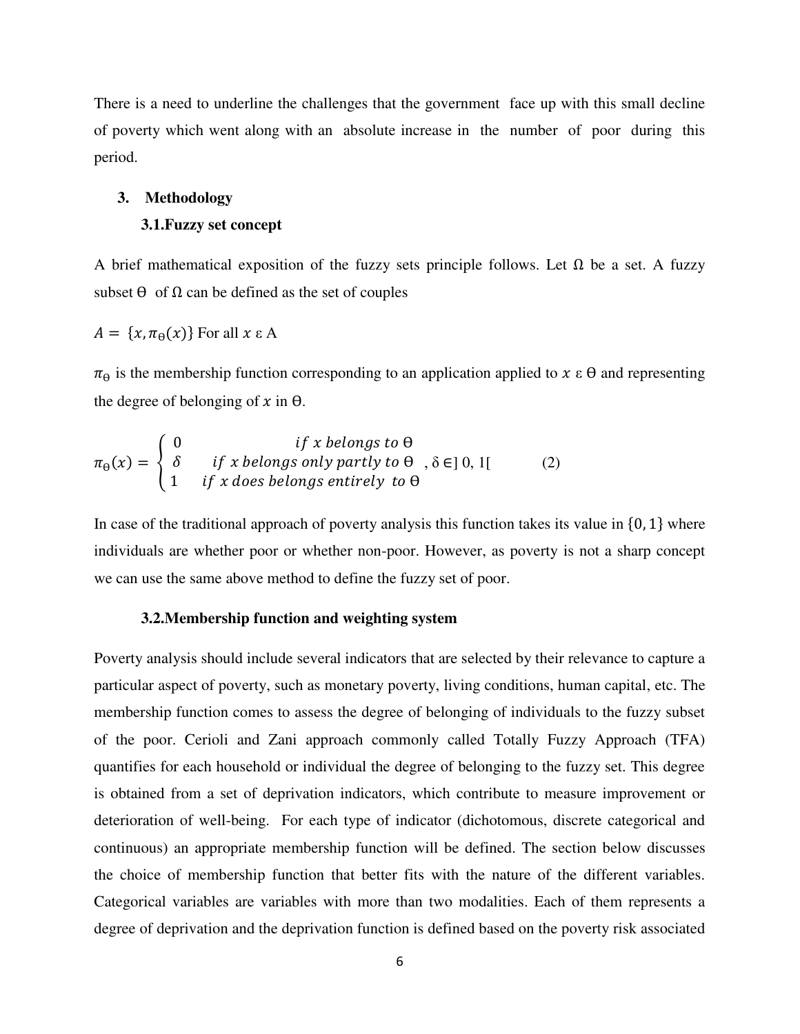There is a need to underline the challenges that the government face up with this small decline of poverty which went along with an absolute increase in the number of poor during this period.

## 3. Methodology

### 3.1.Fuzzy set concept

A brief mathematical exposition of the fuzzy sets principle follows. Let Ω be a set. A fuzzy subset Θ of Ω can be defined as the set of couples

$A = \{x, \pi_{\Theta}(x)\}$ For all $x \varepsilon$ A

$\pi_{\Theta}$ is the membership function corresponding to an application applied to $x \varepsilon \Theta$ and representing the degree of belonging of $x$ in Θ.

$$\pi_{\Theta}(x) = \begin{cases} 0 & if\ x\ belongs\ to\ \Theta \\ \delta & if\ x\ belongs\ only\ partly\ to\ \Theta \\ 1 & if\ x\ does\ belongs\ entirely\ to\ \Theta \end{cases}, \delta \in ]0, 1[ \qquad (2)$$

In case of the traditional approach of poverty analysis this function takes its value in $\{0, 1\}$ where individuals are whether poor or whether non-poor. However, as poverty is not a sharp concept we can use the same above method to define the fuzzy set of poor.

### 3.2.Membership function and weighting system

Poverty analysis should include several indicators that are selected by their relevance to capture a particular aspect of poverty, such as monetary poverty, living conditions, human capital, etc. The membership function comes to assess the degree of belonging of individuals to the fuzzy subset of the poor. Cerioli and Zani approach commonly called Totally Fuzzy Approach (TFA) quantifies for each household or individual the degree of belonging to the fuzzy set. This degree is obtained from a set of deprivation indicators, which contribute to measure improvement or deterioration of well-being. For each type of indicator (dichotomous, discrete categorical and continuous) an appropriate membership function will be defined. The section below discusses the choice of membership function that better fits with the nature of the different variables. Categorical variables are variables with more than two modalities. Each of them represents a degree of deprivation and the deprivation function is defined based on the poverty risk associated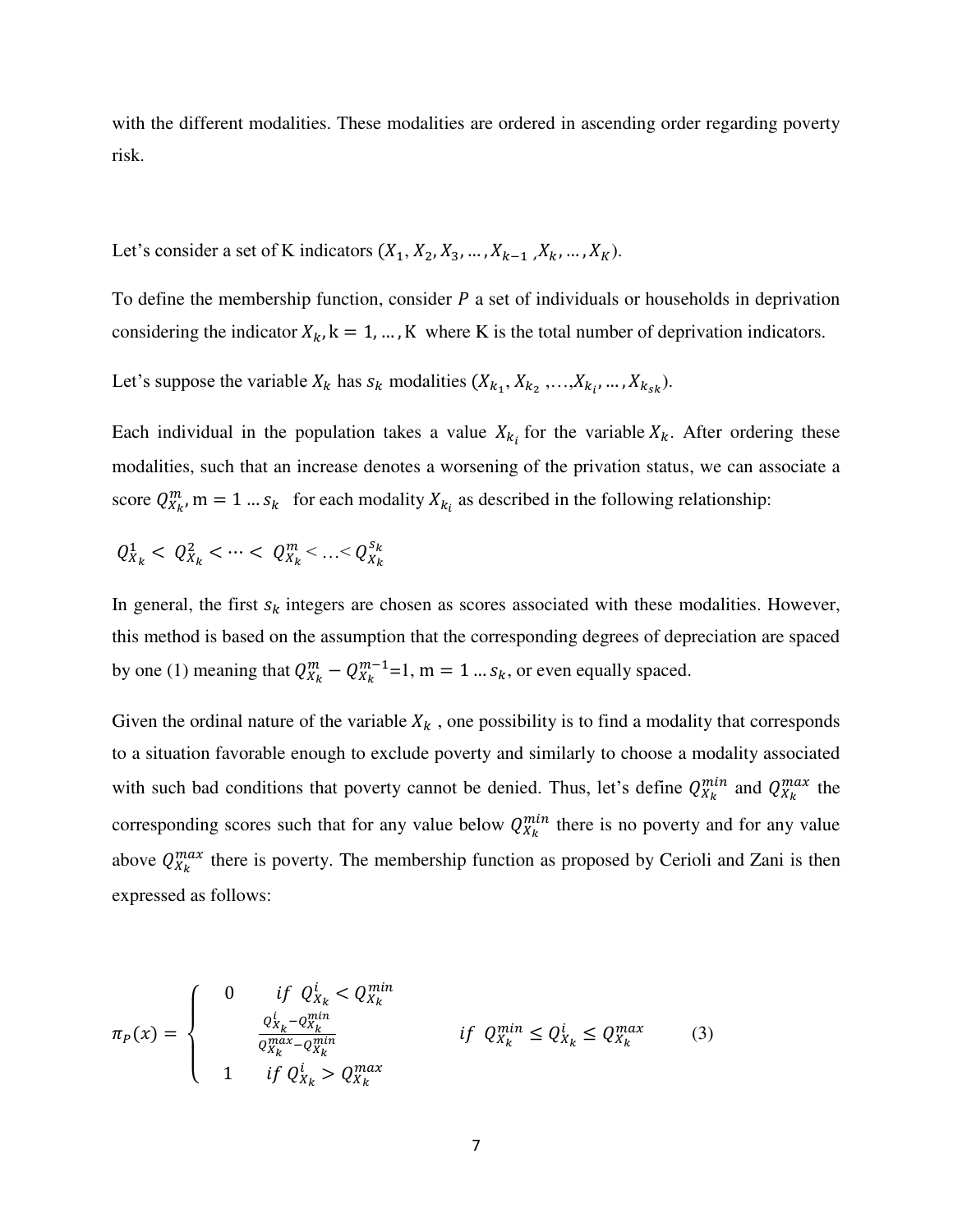with the different modalities. These modalities are ordered in ascending order regarding poverty risk.

Let's consider a set of K indicators $(X_1, X_2, X_3, \dots, X_{k-1}, X_k, \dots, X_K)$.

To define the membership function, consider $P$ a set of individuals or households in deprivation considering the indicator $X_k$, $k = 1, \dots, K$ where K is the total number of deprivation indicators.

Let's suppose the variable $X_k$ has $s_k$ modalities $(X_{k_1}, X_{k_2}, \dots, X_{k_i}, \dots, X_{k_{sk}})$.

Each individual in the population takes a value $X_{k_i}$ for the variable $X_k$. After ordering these modalities, such that an increase denotes a worsening of the privation status, we can associate a score $Q_{X_k}^m$, $m = 1 \dots s_k$ for each modality $X_{k_i}$ as described in the following relationship:

$$Q_{X_k}^1 < Q_{X_k}^2 < \cdots < Q_{X_k}^m < \dots < Q_{X_k}^{s_k}$$

In general, the first $s_k$ integers are chosen as scores associated with these modalities. However, this method is based on the assumption that the corresponding degrees of depreciation are spaced by one (1) meaning that $Q_{X_k}^m - Q_{X_k}^{m-1} = 1$, $m = 1 \dots s_k$, or even equally spaced.

Given the ordinal nature of the variable $X_k$, one possibility is to find a modality that corresponds to a situation favorable enough to exclude poverty and similarly to choose a modality associated with such bad conditions that poverty cannot be denied. Thus, let's define $Q_{X_k}^{min}$ and $Q_{X_k}^{max}$ the corresponding scores such that for any value below $Q_{X_k}^{min}$ there is no poverty and for any value above $Q_{X_k}^{max}$ there is poverty. The membership function as proposed by Cerioli and Zani is then expressed as follows:

$$\pi_P(x) = \begin{cases} 0 & if \ Q_{X_k}^i < Q_{X_k}^{min} \\ \dfrac{Q_{X_k}^i - Q_{X_k}^{min}}{Q_{X_k}^{max} - Q_{X_k}^{min}} & if \ Q_{X_k}^{min} \le Q_{X_k}^i \le Q_{X_k}^{max} \\ 1 & if \ Q_{X_k}^i > Q_{X_k}^{max} \end{cases} \qquad (3)$$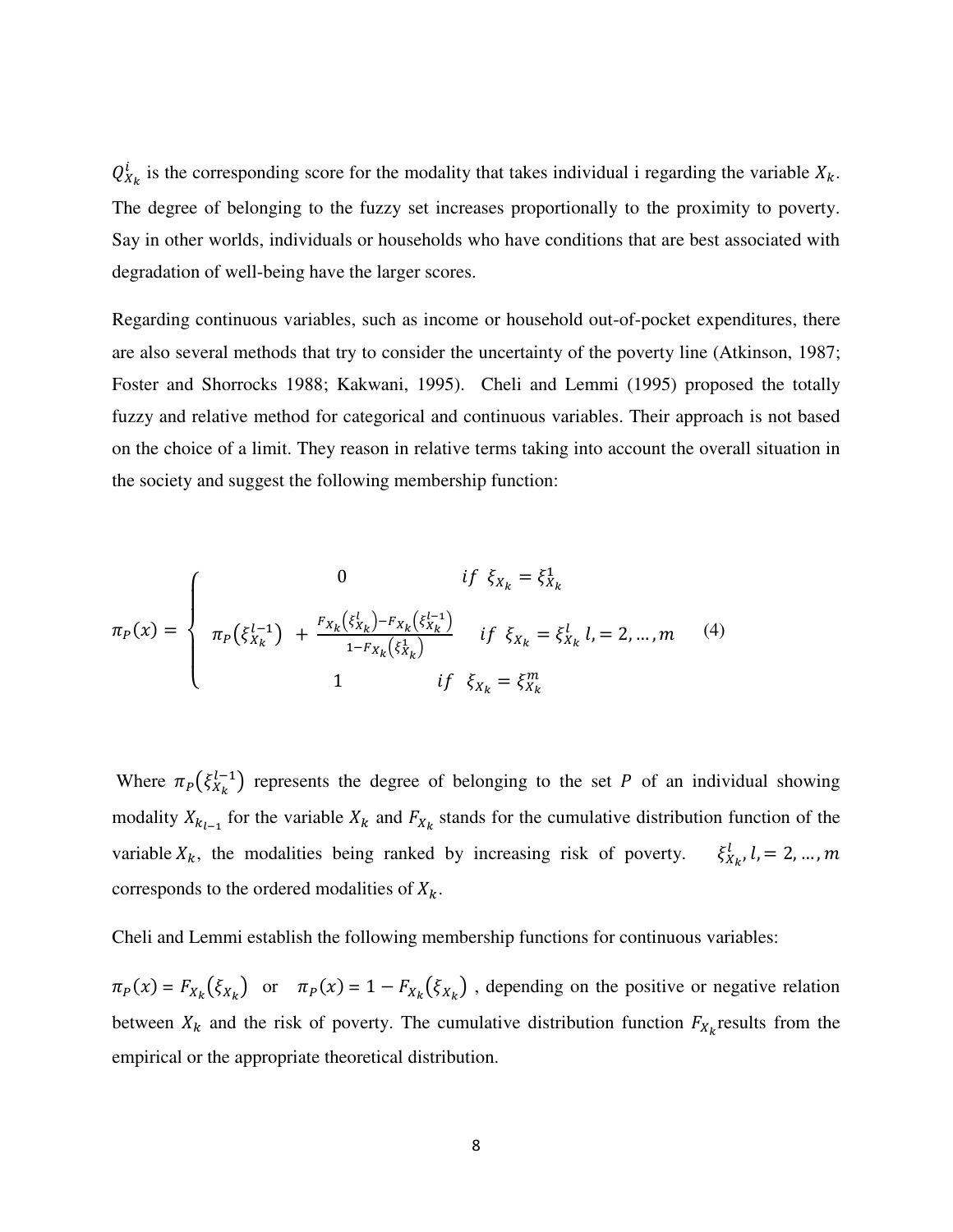$Q^{i}_{X_k}$ is the corresponding score for the modality that takes individual i regarding the variable $X_k$. The degree of belonging to the fuzzy set increases proportionally to the proximity to poverty. Say in other worlds, individuals or households who have conditions that are best associated with degradation of well-being have the larger scores.

Regarding continuous variables, such as income or household out-of-pocket expenditures, there are also several methods that try to consider the uncertainty of the poverty line (Atkinson, 1987; Foster and Shorrocks 1988; Kakwani, 1995). Cheli and Lemmi (1995) proposed the totally fuzzy and relative method for categorical and continuous variables. Their approach is not based on the choice of a limit. They reason in relative terms taking into account the overall situation in the society and suggest the following membership function:

$$\pi_P(x) = \begin{cases} 0 & if \;\; \xi_{X_k} = \xi^{1}_{X_k} \\ \pi_P\left(\xi^{l-1}_{X_k}\right) + \dfrac{F_{X_k}\left(\xi^{l}_{X_k}\right) - F_{X_k}\left(\xi^{l-1}_{X_k}\right)}{1 - F_{X_k}\left(\xi^{1}_{X_k}\right)} & if \;\; \xi_{X_k} = \xi^{l}_{X_k} \; l, = 2, \dots, m \\ 1 & if \;\; \xi_{X_k} = \xi^{m}_{X_k} \end{cases} \tag{4}$$

Where $\pi_P\left(\xi^{l-1}_{X_k}\right)$ represents the degree of belonging to the set $P$ of an individual showing modality $X_{k_{l-1}}$ for the variable $X_k$ and $F_{X_k}$ stands for the cumulative distribution function of the variable $X_k$, the modalities being ranked by increasing risk of poverty. $\xi^{l}_{X_k}, l, = 2, \dots, m$ corresponds to the ordered modalities of $X_k$.

Cheli and Lemmi establish the following membership functions for continuous variables:

$\pi_P(x) = F_{X_k}\left(\xi_{X_k}\right)$ or $\pi_P(x) = 1 - F_{X_k}\left(\xi_{X_k}\right)$ , depending on the positive or negative relation between $X_k$ and the risk of poverty. The cumulative distribution function $F_{X_k}$ results from the empirical or the appropriate theoretical distribution.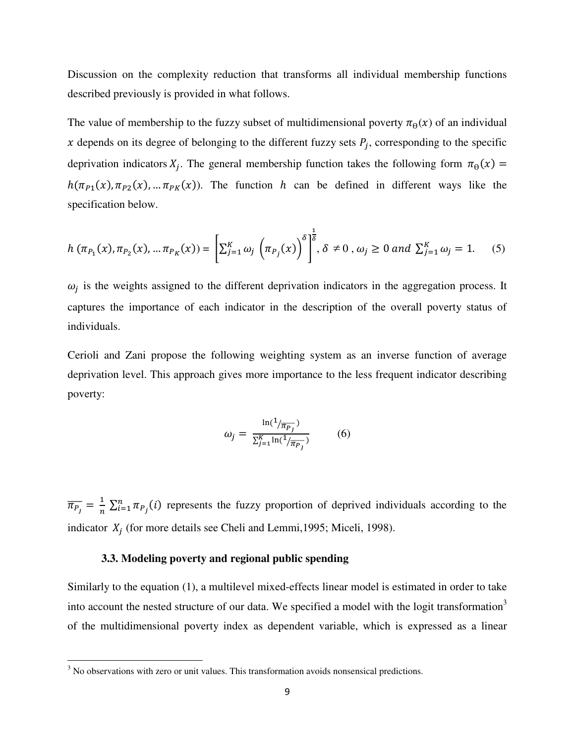Discussion on the complexity reduction that transforms all individual membership functions described previously is provided in what follows.

The value of membership to the fuzzy subset of multidimensional poverty $\pi_{\Theta}(x)$ of an individual $x$ depends on its degree of belonging to the different fuzzy sets $P_j$, corresponding to the specific deprivation indicators $X_j$. The general membership function takes the following form $\pi_{\Theta}(x) = h(\pi_{P1}(x), \pi_{P2}(x), \ldots \pi_{PK}(x))$. The function $h$ can be defined in different ways like the specification below.

$$h\left(\pi_{P_1}(x), \pi_{P_2}(x), \ldots \pi_{P_K}(x)\right) = \left[\sum_{j=1}^{K} \omega_j \left(\pi_{P_j}(x)\right)^{\delta}\right]^{\frac{1}{\delta}}, \delta \neq 0\,, \omega_j \geq 0 \; and \; \sum_{j=1}^{K} \omega_j = 1. \qquad (5)$$

$\omega_j$ is the weights assigned to the different deprivation indicators in the aggregation process. It captures the importance of each indicator in the description of the overall poverty status of individuals.

Cerioli and Zani propose the following weighting system as an inverse function of average deprivation level. This approach gives more importance to the less frequent indicator describing poverty:

$$\omega_j = \frac{\ln\left(1/\overline{\pi_{P_j}}\right)}{\sum_{j=1}^{K} \ln\left(1/\overline{\pi_{P_j}}\right)} \qquad (6)$$

$\overline{\pi_{P_j}} = \frac{1}{n} \sum_{i=1}^{n} \pi_{P_j}(i)$ represents the fuzzy proportion of deprived individuals according to the indicator $X_j$ (for more details see Cheli and Lemmi,1995; Miceli, 1998).

### 3.3. Modeling poverty and regional public spending

Similarly to the equation (1), a multilevel mixed-effects linear model is estimated in order to take into account the nested structure of our data. We specified a model with the logit transformation[3] of the multidimensional poverty index as dependent variable, which is expressed as a linear

[3] No observations with zero or unit values. This transformation avoids nonsensical predictions.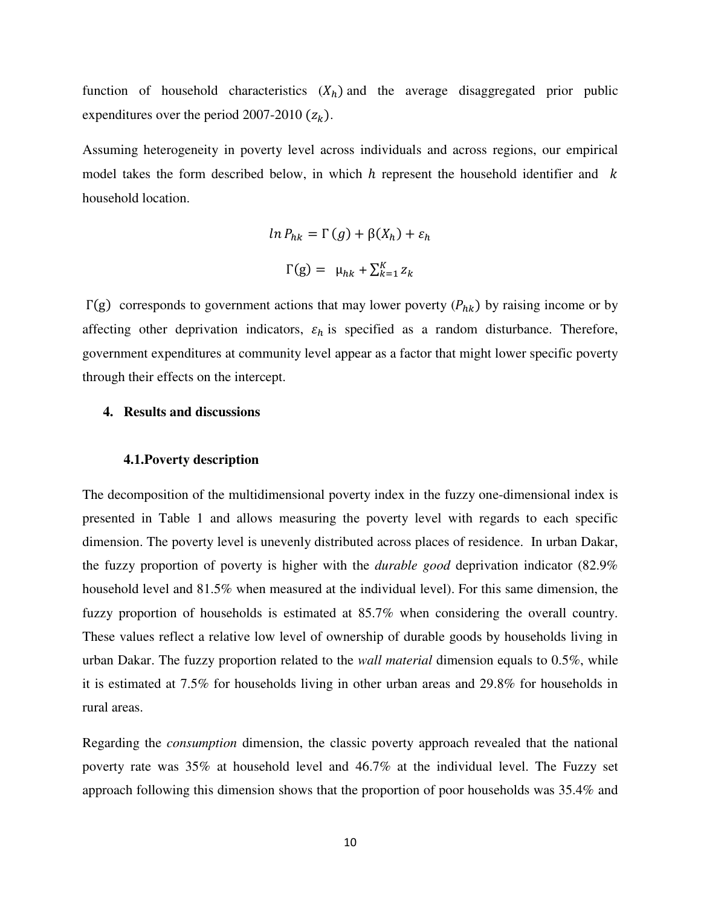function of household characteristics $(X_h)$ and the average disaggregated prior public expenditures over the period 2007-2010 $(z_k)$.

Assuming heterogeneity in poverty level across individuals and across regions, our empirical model takes the form described below, in which $h$ represent the household identifier and $k$ household location.

$$ln\, P_{hk} = \Gamma\,(g) + \beta(X_h) + \varepsilon_h$$

$$\Gamma(\mathrm{g}) = \mu_{hk} + \sum_{k=1}^{K} z_k$$

$\Gamma(\mathrm{g})$ corresponds to government actions that may lower poverty $(P_{hk})$ by raising income or by affecting other deprivation indicators, $\varepsilon_h$ is specified as a random disturbance. Therefore, government expenditures at community level appear as a factor that might lower specific poverty through their effects on the intercept.

## 4. Results and discussions

### 4.1. Poverty description

The decomposition of the multidimensional poverty index in the fuzzy one-dimensional index is presented in Table 1 and allows measuring the poverty level with regards to each specific dimension. The poverty level is unevenly distributed across places of residence. In urban Dakar, the fuzzy proportion of poverty is higher with the *durable good* deprivation indicator (82.9% household level and 81.5% when measured at the individual level). For this same dimension, the fuzzy proportion of households is estimated at 85.7% when considering the overall country. These values reflect a relative low level of ownership of durable goods by households living in urban Dakar. The fuzzy proportion related to the *wall material* dimension equals to 0.5%, while it is estimated at 7.5% for households living in other urban areas and 29.8% for households in rural areas.

Regarding the *consumption* dimension, the classic poverty approach revealed that the national poverty rate was 35% at household level and 46.7% at the individual level. The Fuzzy set approach following this dimension shows that the proportion of poor households was 35.4% and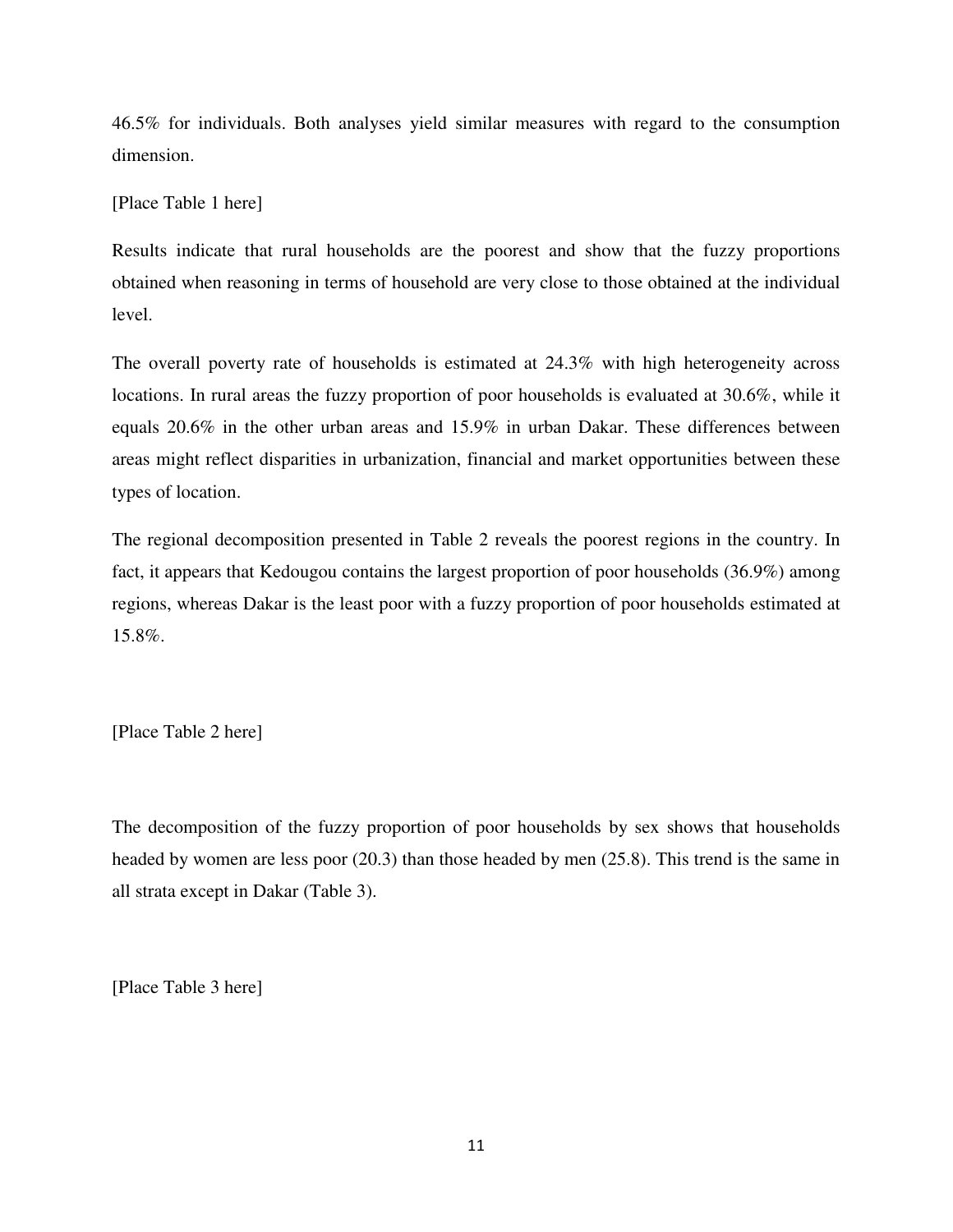46.5% for individuals. Both analyses yield similar measures with regard to the consumption dimension.

[Place Table 1 here]

Results indicate that rural households are the poorest and show that the fuzzy proportions obtained when reasoning in terms of household are very close to those obtained at the individual level.

The overall poverty rate of households is estimated at 24.3% with high heterogeneity across locations. In rural areas the fuzzy proportion of poor households is evaluated at 30.6%, while it equals 20.6% in the other urban areas and 15.9% in urban Dakar. These differences between areas might reflect disparities in urbanization, financial and market opportunities between these types of location.

The regional decomposition presented in Table 2 reveals the poorest regions in the country. In fact, it appears that Kedougou contains the largest proportion of poor households (36.9%) among regions, whereas Dakar is the least poor with a fuzzy proportion of poor households estimated at 15.8%.

[Place Table 2 here]

The decomposition of the fuzzy proportion of poor households by sex shows that households headed by women are less poor (20.3) than those headed by men (25.8). This trend is the same in all strata except in Dakar (Table 3).

[Place Table 3 here]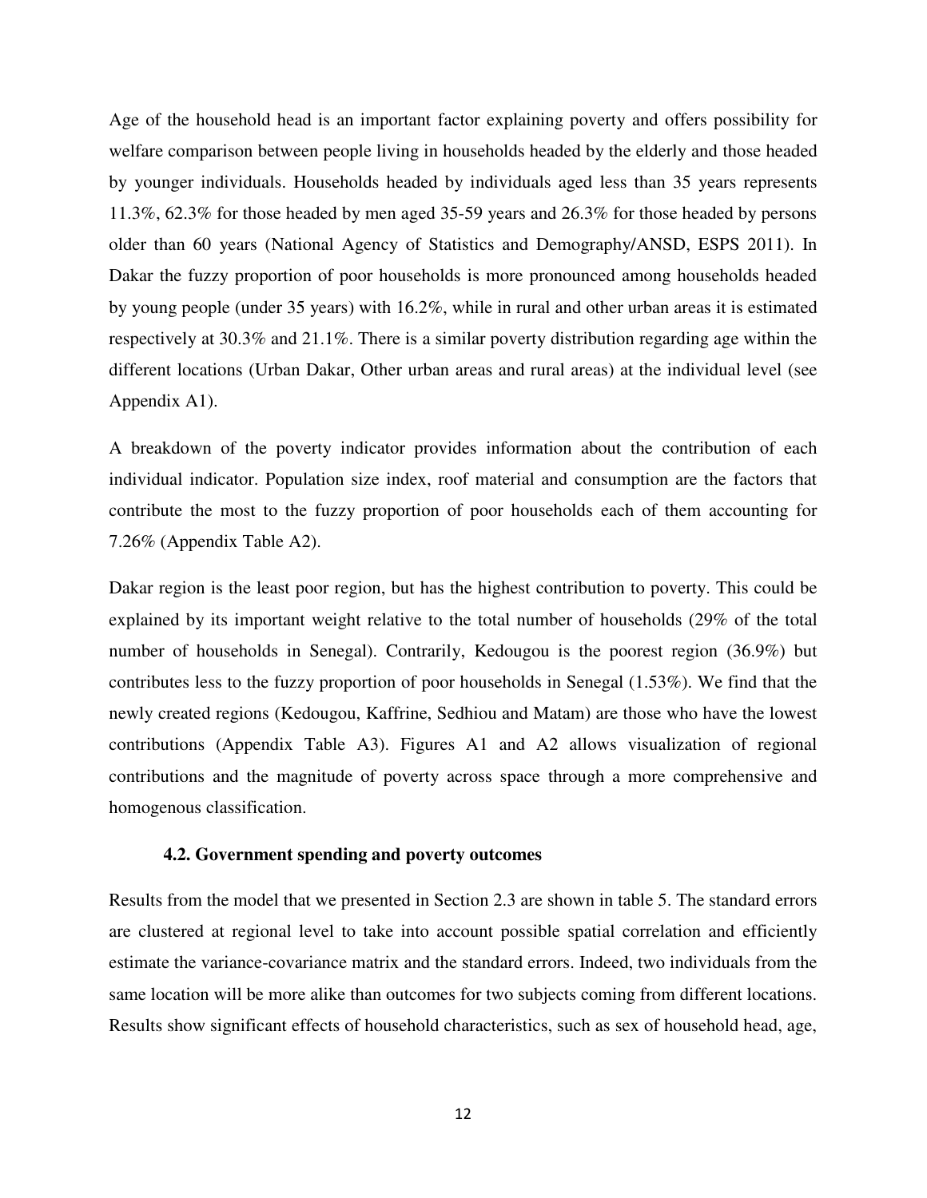Age of the household head is an important factor explaining poverty and offers possibility for welfare comparison between people living in households headed by the elderly and those headed by younger individuals. Households headed by individuals aged less than 35 years represents 11.3%, 62.3% for those headed by men aged 35-59 years and 26.3% for those headed by persons older than 60 years (National Agency of Statistics and Demography/ANSD, ESPS 2011). In Dakar the fuzzy proportion of poor households is more pronounced among households headed by young people (under 35 years) with 16.2%, while in rural and other urban areas it is estimated respectively at 30.3% and 21.1%. There is a similar poverty distribution regarding age within the different locations (Urban Dakar, Other urban areas and rural areas) at the individual level (see Appendix A1).

A breakdown of the poverty indicator provides information about the contribution of each individual indicator. Population size index, roof material and consumption are the factors that contribute the most to the fuzzy proportion of poor households each of them accounting for 7.26% (Appendix Table A2).

Dakar region is the least poor region, but has the highest contribution to poverty. This could be explained by its important weight relative to the total number of households (29% of the total number of households in Senegal). Contrarily, Kedougou is the poorest region (36.9%) but contributes less to the fuzzy proportion of poor households in Senegal (1.53%). We find that the newly created regions (Kedougou, Kaffrine, Sedhiou and Matam) are those who have the lowest contributions (Appendix Table A3). Figures A1 and A2 allows visualization of regional contributions and the magnitude of poverty across space through a more comprehensive and homogenous classification.

### 4.2. Government spending and poverty outcomes

Results from the model that we presented in Section 2.3 are shown in table 5. The standard errors are clustered at regional level to take into account possible spatial correlation and efficiently estimate the variance-covariance matrix and the standard errors. Indeed, two individuals from the same location will be more alike than outcomes for two subjects coming from different locations. Results show significant effects of household characteristics, such as sex of household head, age,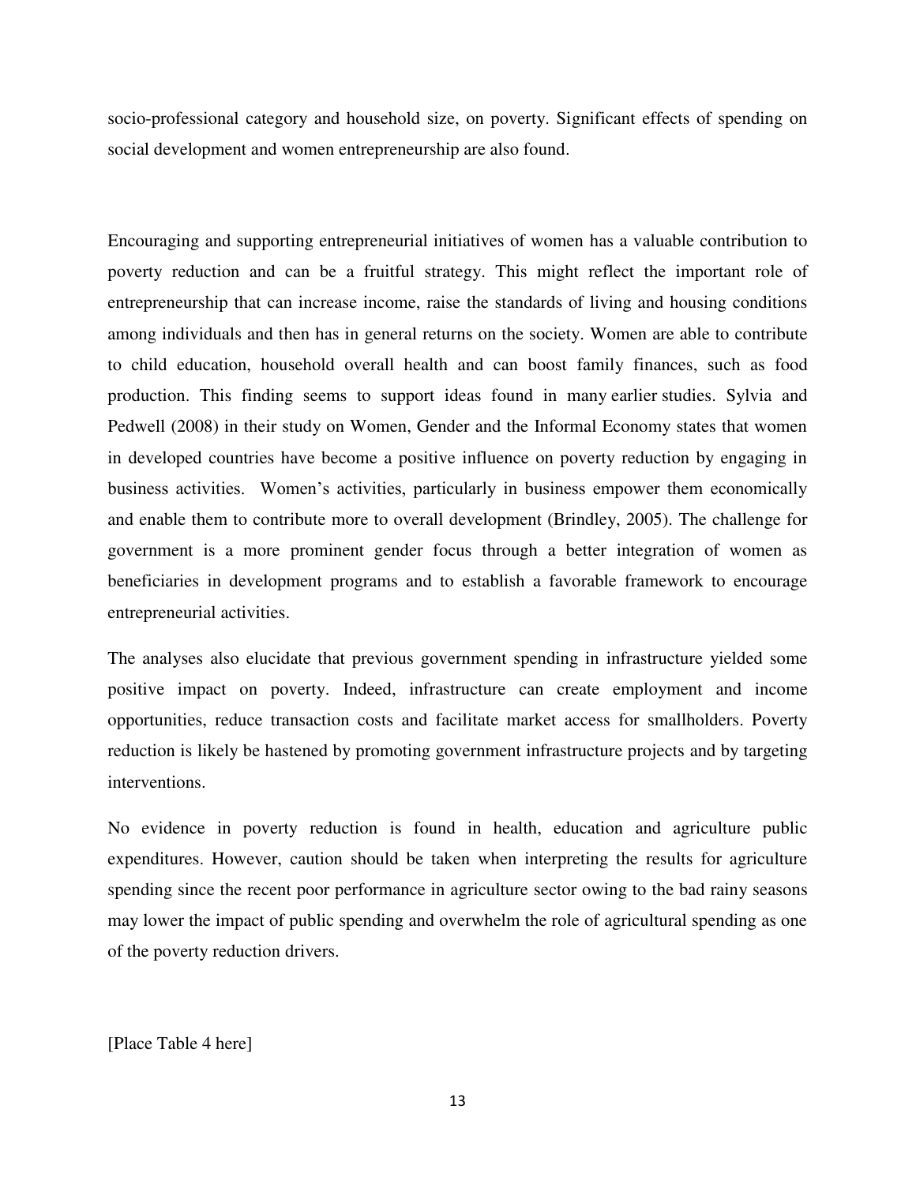socio-professional category and household size, on poverty. Significant effects of spending on social development and women entrepreneurship are also found.

Encouraging and supporting entrepreneurial initiatives of women has a valuable contribution to poverty reduction and can be a fruitful strategy. This might reflect the important role of entrepreneurship that can increase income, raise the standards of living and housing conditions among individuals and then has in general returns on the society. Women are able to contribute to child education, household overall health and can boost family finances, such as food production. This finding seems to support ideas found in many earlier studies. Sylvia and Pedwell (2008) in their study on Women, Gender and the Informal Economy states that women in developed countries have become a positive influence on poverty reduction by engaging in business activities. Women's activities, particularly in business empower them economically and enable them to contribute more to overall development (Brindley, 2005). The challenge for government is a more prominent gender focus through a better integration of women as beneficiaries in development programs and to establish a favorable framework to encourage entrepreneurial activities.

The analyses also elucidate that previous government spending in infrastructure yielded some positive impact on poverty. Indeed, infrastructure can create employment and income opportunities, reduce transaction costs and facilitate market access for smallholders. Poverty reduction is likely be hastened by promoting government infrastructure projects and by targeting interventions.

No evidence in poverty reduction is found in health, education and agriculture public expenditures. However, caution should be taken when interpreting the results for agriculture spending since the recent poor performance in agriculture sector owing to the bad rainy seasons may lower the impact of public spending and overwhelm the role of agricultural spending as one of the poverty reduction drivers.

[Place Table 4 here]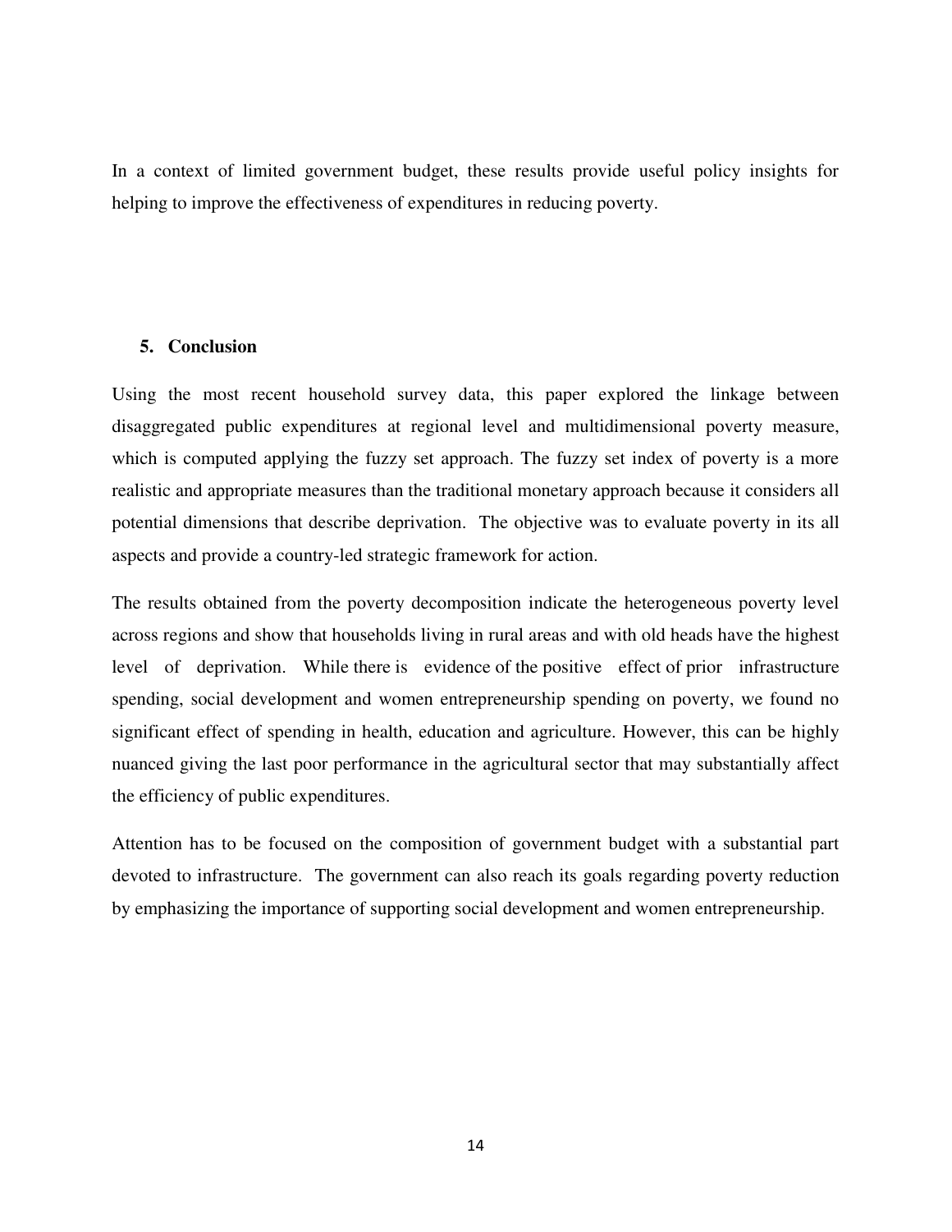In a context of limited government budget, these results provide useful policy insights for helping to improve the effectiveness of expenditures in reducing poverty.

## 5. Conclusion

Using the most recent household survey data, this paper explored the linkage between disaggregated public expenditures at regional level and multidimensional poverty measure, which is computed applying the fuzzy set approach. The fuzzy set index of poverty is a more realistic and appropriate measures than the traditional monetary approach because it considers all potential dimensions that describe deprivation. The objective was to evaluate poverty in its all aspects and provide a country-led strategic framework for action.

The results obtained from the poverty decomposition indicate the heterogeneous poverty level across regions and show that households living in rural areas and with old heads have the highest level of deprivation. While there is evidence of the positive effect of prior infrastructure spending, social development and women entrepreneurship spending on poverty, we found no significant effect of spending in health, education and agriculture. However, this can be highly nuanced giving the last poor performance in the agricultural sector that may substantially affect the efficiency of public expenditures.

Attention has to be focused on the composition of government budget with a substantial part devoted to infrastructure. The government can also reach its goals regarding poverty reduction by emphasizing the importance of supporting social development and women entrepreneurship.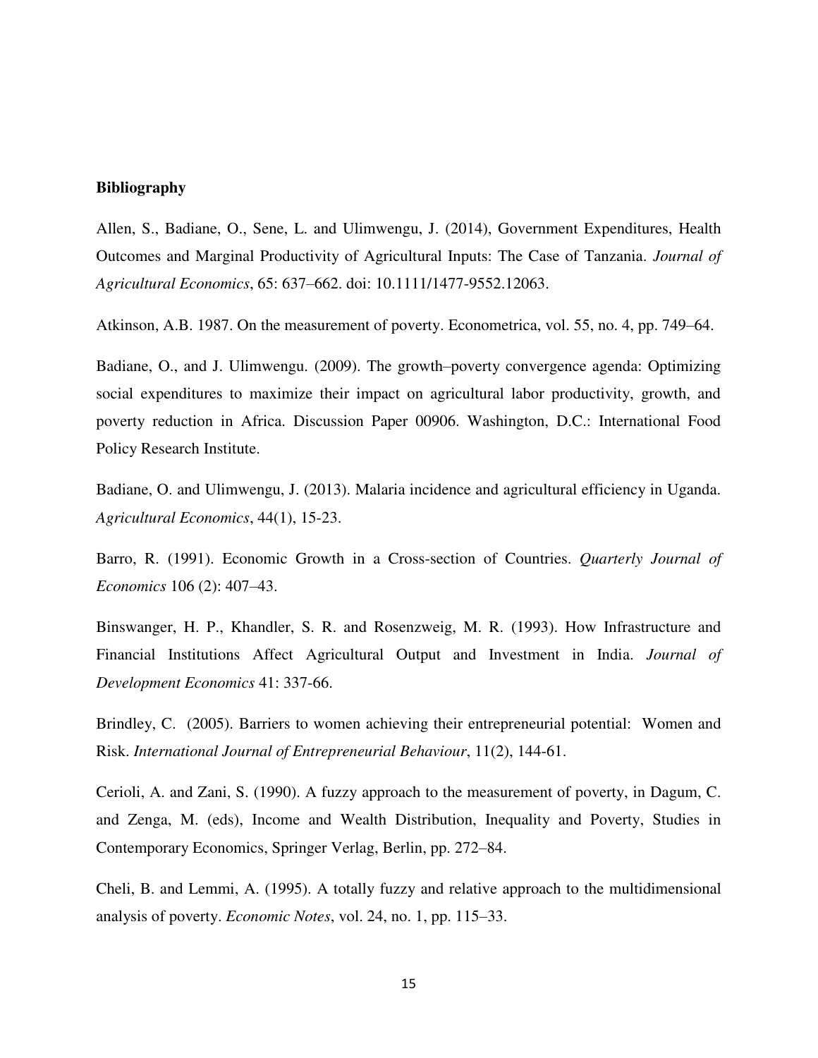**Bibliography**

Allen, S., Badiane, O., Sene, L. and Ulimwengu, J. (2014), Government Expenditures, Health Outcomes and Marginal Productivity of Agricultural Inputs: The Case of Tanzania. *Journal of Agricultural Economics*, 65: 637–662. doi: 10.1111/1477-9552.12063.

Atkinson, A.B. 1987. On the measurement of poverty. Econometrica, vol. 55, no. 4, pp. 749–64.

Badiane, O., and J. Ulimwengu. (2009). The growth–poverty convergence agenda: Optimizing social expenditures to maximize their impact on agricultural labor productivity, growth, and poverty reduction in Africa. Discussion Paper 00906. Washington, D.C.: International Food Policy Research Institute.

Badiane, O. and Ulimwengu, J. (2013). Malaria incidence and agricultural efficiency in Uganda. *Agricultural Economics*, 44(1), 15-23.

Barro, R. (1991). Economic Growth in a Cross-section of Countries. *Quarterly Journal of Economics* 106 (2): 407–43.

Binswanger, H. P., Khandler, S. R. and Rosenzweig, M. R. (1993). How Infrastructure and Financial Institutions Affect Agricultural Output and Investment in India. *Journal of Development Economics* 41: 337-66.

Brindley, C. (2005). Barriers to women achieving their entrepreneurial potential: Women and Risk. *International Journal of Entrepreneurial Behaviour*, 11(2), 144-61.

Cerioli, A. and Zani, S. (1990). A fuzzy approach to the measurement of poverty, in Dagum, C. and Zenga, M. (eds), Income and Wealth Distribution, Inequality and Poverty, Studies in Contemporary Economics, Springer Verlag, Berlin, pp. 272–84.

Cheli, B. and Lemmi, A. (1995). A totally fuzzy and relative approach to the multidimensional analysis of poverty. *Economic Notes*, vol. 24, no. 1, pp. 115–33.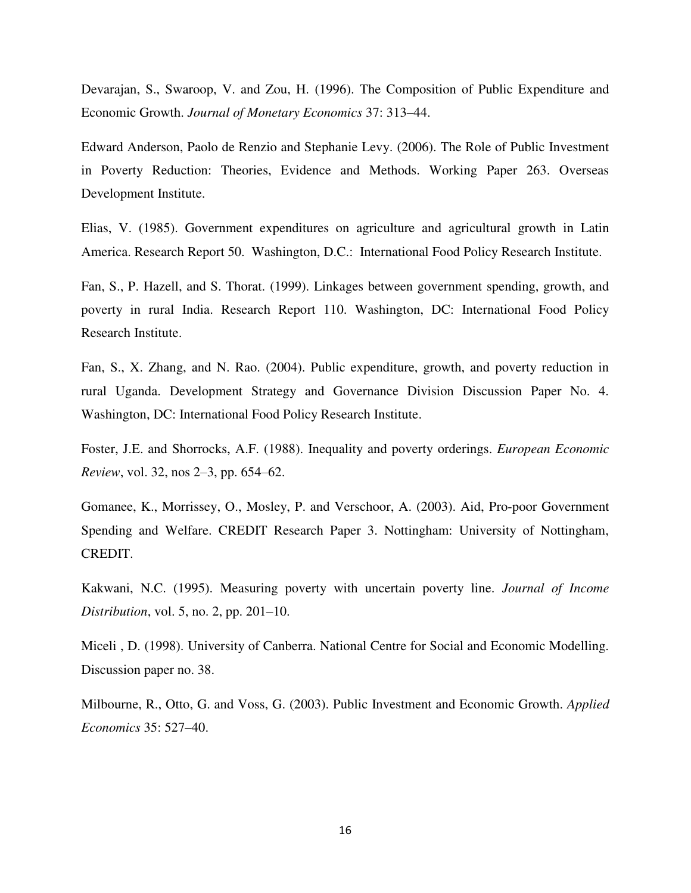Devarajan, S., Swaroop, V. and Zou, H. (1996). The Composition of Public Expenditure and Economic Growth. *Journal of Monetary Economics* 37: 313–44.

Edward Anderson, Paolo de Renzio and Stephanie Levy. (2006). The Role of Public Investment in Poverty Reduction: Theories, Evidence and Methods. Working Paper 263. Overseas Development Institute.

Elias, V. (1985). Government expenditures on agriculture and agricultural growth in Latin America. Research Report 50. Washington, D.C.: International Food Policy Research Institute.

Fan, S., P. Hazell, and S. Thorat. (1999). Linkages between government spending, growth, and poverty in rural India. Research Report 110. Washington, DC: International Food Policy Research Institute.

Fan, S., X. Zhang, and N. Rao. (2004). Public expenditure, growth, and poverty reduction in rural Uganda. Development Strategy and Governance Division Discussion Paper No. 4. Washington, DC: International Food Policy Research Institute.

Foster, J.E. and Shorrocks, A.F. (1988). Inequality and poverty orderings. *European Economic Review*, vol. 32, nos 2–3, pp. 654–62.

Gomanee, K., Morrissey, O., Mosley, P. and Verschoor, A. (2003). Aid, Pro-poor Government Spending and Welfare. CREDIT Research Paper 3. Nottingham: University of Nottingham, CREDIT.

Kakwani, N.C. (1995). Measuring poverty with uncertain poverty line. *Journal of Income Distribution*, vol. 5, no. 2, pp. 201–10.

Miceli , D. (1998). University of Canberra. National Centre for Social and Economic Modelling. Discussion paper no. 38.

Milbourne, R., Otto, G. and Voss, G. (2003). Public Investment and Economic Growth. *Applied Economics* 35: 527–40.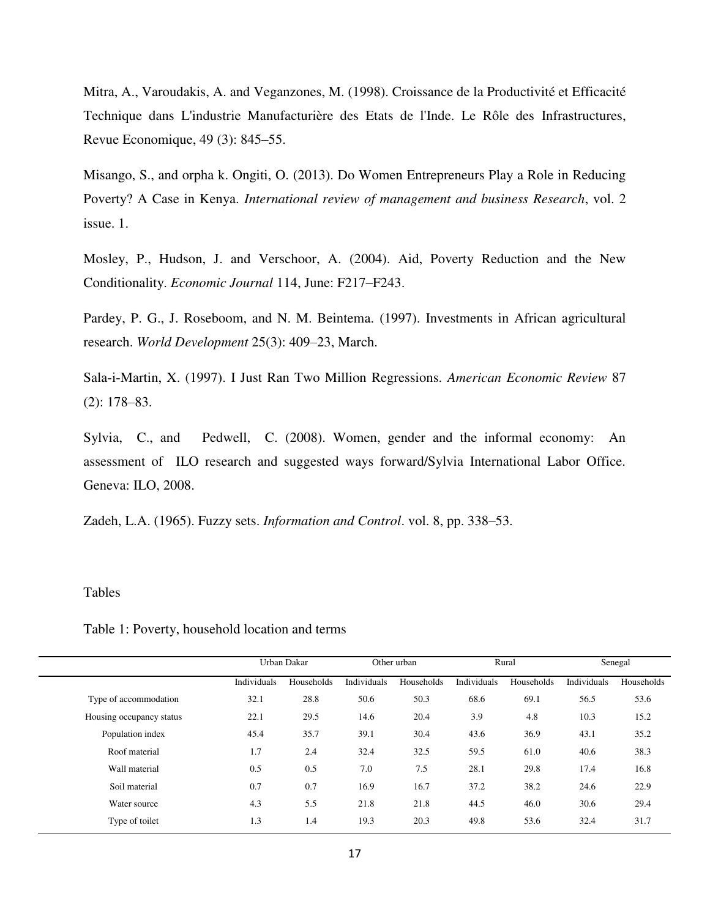Mitra, A., Varoudakis, A. and Veganzones, M. (1998). Croissance de la Productivité et Efficacité Technique dans L'industrie Manufacturière des Etats de l'Inde. Le Rôle des Infrastructures, Revue Economique, 49 (3): 845–55.

Misango, S., and orpha k. Ongiti, O. (2013). Do Women Entrepreneurs Play a Role in Reducing Poverty? A Case in Kenya. *International review of management and business Research*, vol. 2 issue. 1.

Mosley, P., Hudson, J. and Verschoor, A. (2004). Aid, Poverty Reduction and the New Conditionality. *Economic Journal* 114, June: F217–F243.

Pardey, P. G., J. Roseboom, and N. M. Beintema. (1997). Investments in African agricultural research. *World Development* 25(3): 409–23, March.

Sala-i-Martin, X. (1997). I Just Ran Two Million Regressions. *American Economic Review* 87 (2): 178–83.

Sylvia, C., and Pedwell, C. (2008). Women, gender and the informal economy: An assessment of ILO research and suggested ways forward/Sylvia International Labor Office. Geneva: ILO, 2008.

Zadeh, L.A. (1965). Fuzzy sets. *Information and Control*. vol. 8, pp. 338–53.

Tables

Table 1: Poverty, household location and terms

| | Urban Dakar | | Other urban | | Rural | | Senegal | |
|---|---|---|---|---|---|---|---|---|
| | Individuals | Households | Individuals | Households | Individuals | Households | Individuals | Households |
| Type of accommodation | 32.1 | 28.8 | 50.6 | 50.3 | 68.6 | 69.1 | 56.5 | 53.6 |
| Housing occupancy status | 22.1 | 29.5 | 14.6 | 20.4 | 3.9 | 4.8 | 10.3 | 15.2 |
| Population index | 45.4 | 35.7 | 39.1 | 30.4 | 43.6 | 36.9 | 43.1 | 35.2 |
| Roof material | 1.7 | 2.4 | 32.4 | 32.5 | 59.5 | 61.0 | 40.6 | 38.3 |
| Wall material | 0.5 | 0.5 | 7.0 | 7.5 | 28.1 | 29.8 | 17.4 | 16.8 |
| Soil material | 0.7 | 0.7 | 16.9 | 16.7 | 37.2 | 38.2 | 24.6 | 22.9 |
| Water source | 4.3 | 5.5 | 21.8 | 21.8 | 44.5 | 46.0 | 30.6 | 29.4 |
| Type of toilet | 1.3 | 1.4 | 19.3 | 20.3 | 49.8 | 53.6 | 32.4 | 31.7 |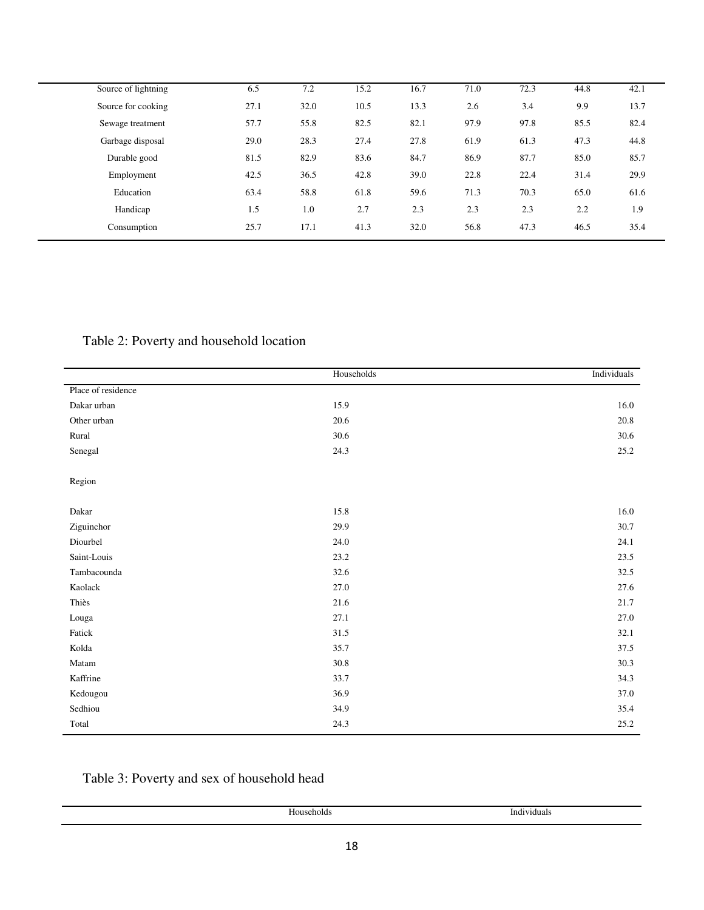| | | | | | | | | |
|---|---|---|---|---|---|---|---|---|
| Source of lightning | 6.5 | 7.2 | 15.2 | 16.7 | 71.0 | 72.3 | 44.8 | 42.1 |
| Source for cooking | 27.1 | 32.0 | 10.5 | 13.3 | 2.6 | 3.4 | 9.9 | 13.7 |
| Sewage treatment | 57.7 | 55.8 | 82.5 | 82.1 | 97.9 | 97.8 | 85.5 | 82.4 |
| Garbage disposal | 29.0 | 28.3 | 27.4 | 27.8 | 61.9 | 61.3 | 47.3 | 44.8 |
| Durable good | 81.5 | 82.9 | 83.6 | 84.7 | 86.9 | 87.7 | 85.0 | 85.7 |
| Employment | 42.5 | 36.5 | 42.8 | 39.0 | 22.8 | 22.4 | 31.4 | 29.9 |
| Education | 63.4 | 58.8 | 61.8 | 59.6 | 71.3 | 70.3 | 65.0 | 61.6 |
| Handicap | 1.5 | 1.0 | 2.7 | 2.3 | 2.3 | 2.3 | 2.2 | 1.9 |
| Consumption | 25.7 | 17.1 | 41.3 | 32.0 | 56.8 | 47.3 | 46.5 | 35.4 |

Table 2: Poverty and household location

| | Households | Individuals |
|---|---|---|
| Place of residence | | |
| Dakar urban | 15.9 | 16.0 |
| Other urban | 20.6 | 20.8 |
| Rural | 30.6 | 30.6 |
| Senegal | 24.3 | 25.2 |
| Region | | |
| Dakar | 15.8 | 16.0 |
| Ziguinchor | 29.9 | 30.7 |
| Diourbel | 24.0 | 24.1 |
| Saint-Louis | 23.2 | 23.5 |
| Tambacounda | 32.6 | 32.5 |
| Kaolack | 27.0 | 27.6 |
| Thiès | 21.6 | 21.7 |
| Louga | 27.1 | 27.0 |
| Fatick | 31.5 | 32.1 |
| Kolda | 35.7 | 37.5 |
| Matam | 30.8 | 30.3 |
| Kaffrine | 33.7 | 34.3 |
| Kedougou | 36.9 | 37.0 |
| Sedhiou | 34.9 | 35.4 |
| Total | 24.3 | 25.2 |

Table 3: Poverty and sex of household head

| | Households | Individuals |
|---|---|---|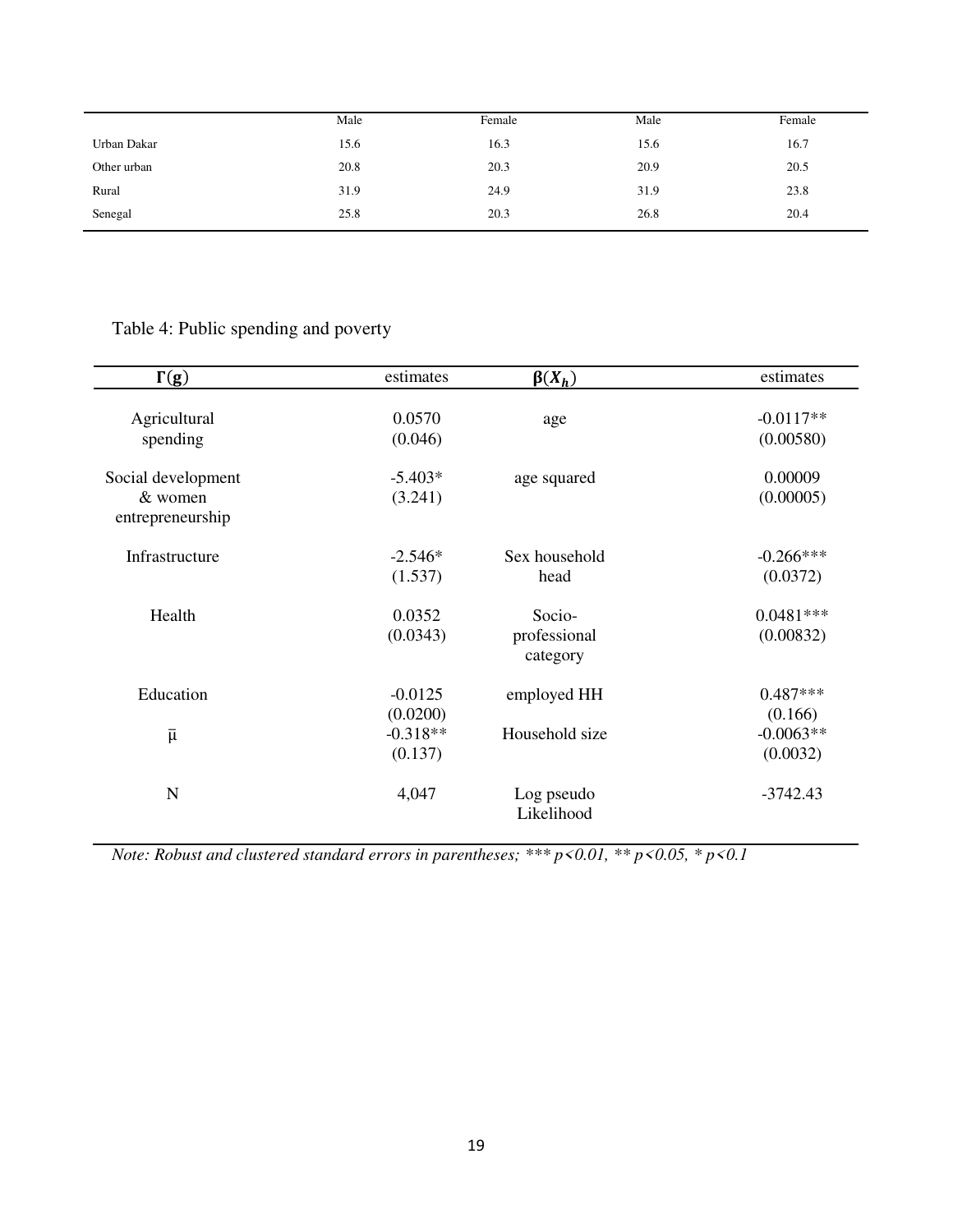| | Male | Female | Male | Female |
|---|---|---|---|---|
| Urban Dakar | 15.6 | 16.3 | 15.6 | 16.7 |
| Other urban | 20.8 | 20.3 | 20.9 | 20.5 |
| Rural | 31.9 | 24.9 | 31.9 | 23.8 |
| Senegal | 25.8 | 20.3 | 26.8 | 20.4 |

Table 4: Public spending and poverty

| $\Gamma(\mathbf{g})$ | estimates | $\boldsymbol{\beta}(X_h)$ | estimates |
|---|---|---|---|
| Agricultural spending | 0.0570<br>(0.046) | age | -0.0117**<br>(0.00580) |
| Social development & women entrepreneurship | -5.403*<br>(3.241) | age squared | 0.00009<br>(0.00005) |
| Infrastructure | -2.546*<br>(1.537) | Sex household head | -0.266***<br>(0.0372) |
| Health | 0.0352<br>(0.0343) | Socio-professional category | 0.0481***<br>(0.00832) |
| Education | -0.0125<br>(0.0200) | employed HH | 0.487***<br>(0.166) |
| $\bar{\mu}$ | -0.318**<br>(0.137) | Household size | -0.0063**<br>(0.0032) |
| N | 4,047 | Log pseudo Likelihood | -3742.43 |

*Note: Robust and clustered standard errors in parentheses; *** p<0.01, ** p<0.05, * p<0.1*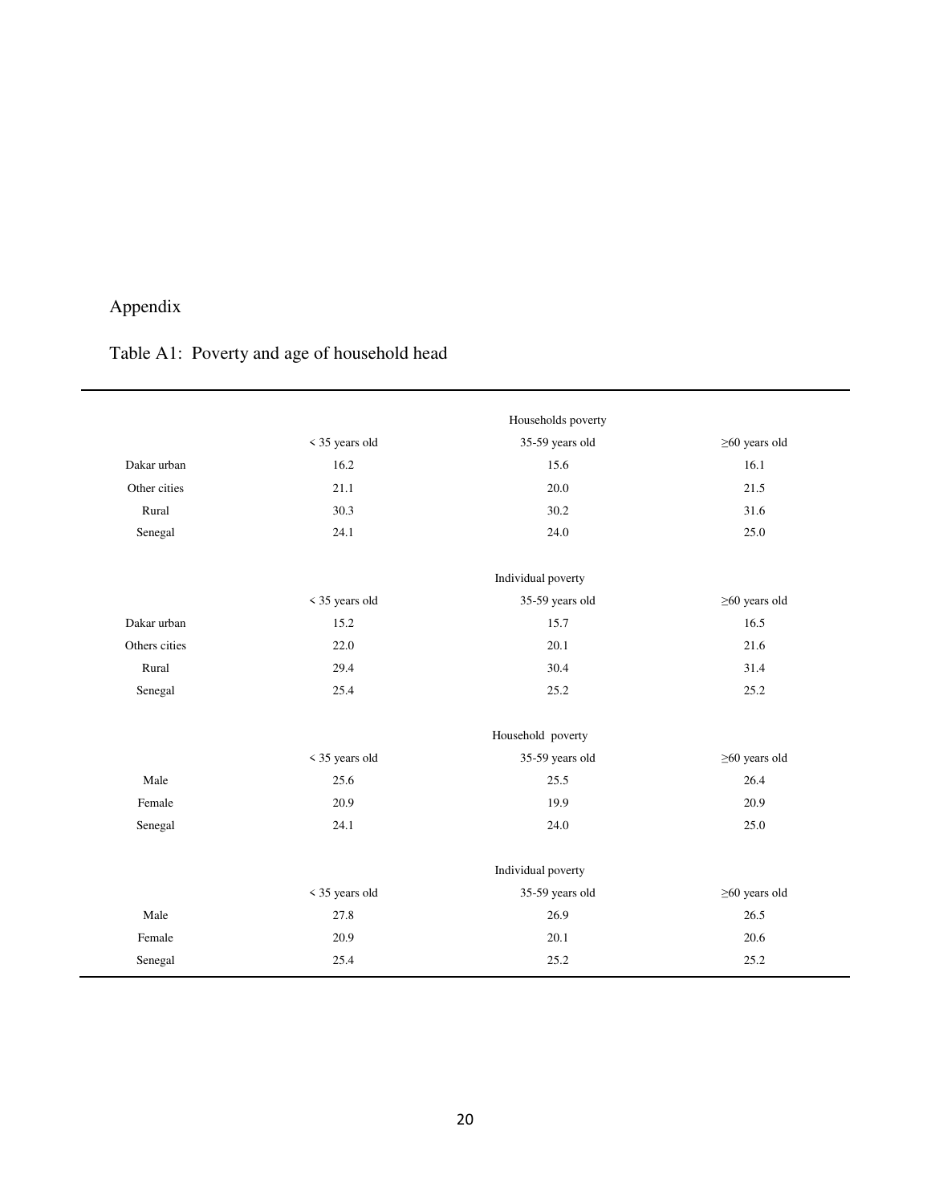# Appendix

## Table A1: Poverty and age of household head

| | Households poverty | | |
|---|---|---|---|
| | < 35 years old | 35-59 years old | ≥60 years old |
| Dakar urban | 16.2 | 15.6 | 16.1 |
| Other cities | 21.1 | 20.0 | 21.5 |
| Rural | 30.3 | 30.2 | 31.6 |
| Senegal | 24.1 | 24.0 | 25.0 |
| | **Individual poverty** | | |
| | < 35 years old | 35-59 years old | ≥60 years old |
| Dakar urban | 15.2 | 15.7 | 16.5 |
| Others cities | 22.0 | 20.1 | 21.6 |
| Rural | 29.4 | 30.4 | 31.4 |
| Senegal | 25.4 | 25.2 | 25.2 |
| | **Household poverty** | | |
| | < 35 years old | 35-59 years old | ≥60 years old |
| Male | 25.6 | 25.5 | 26.4 |
| Female | 20.9 | 19.9 | 20.9 |
| Senegal | 24.1 | 24.0 | 25.0 |
| | **Individual poverty** | | |
| | < 35 years old | 35-59 years old | ≥60 years old |
| Male | 27.8 | 26.9 | 26.5 |
| Female | 20.9 | 20.1 | 20.6 |
| Senegal | 25.4 | 25.2 | 25.2 |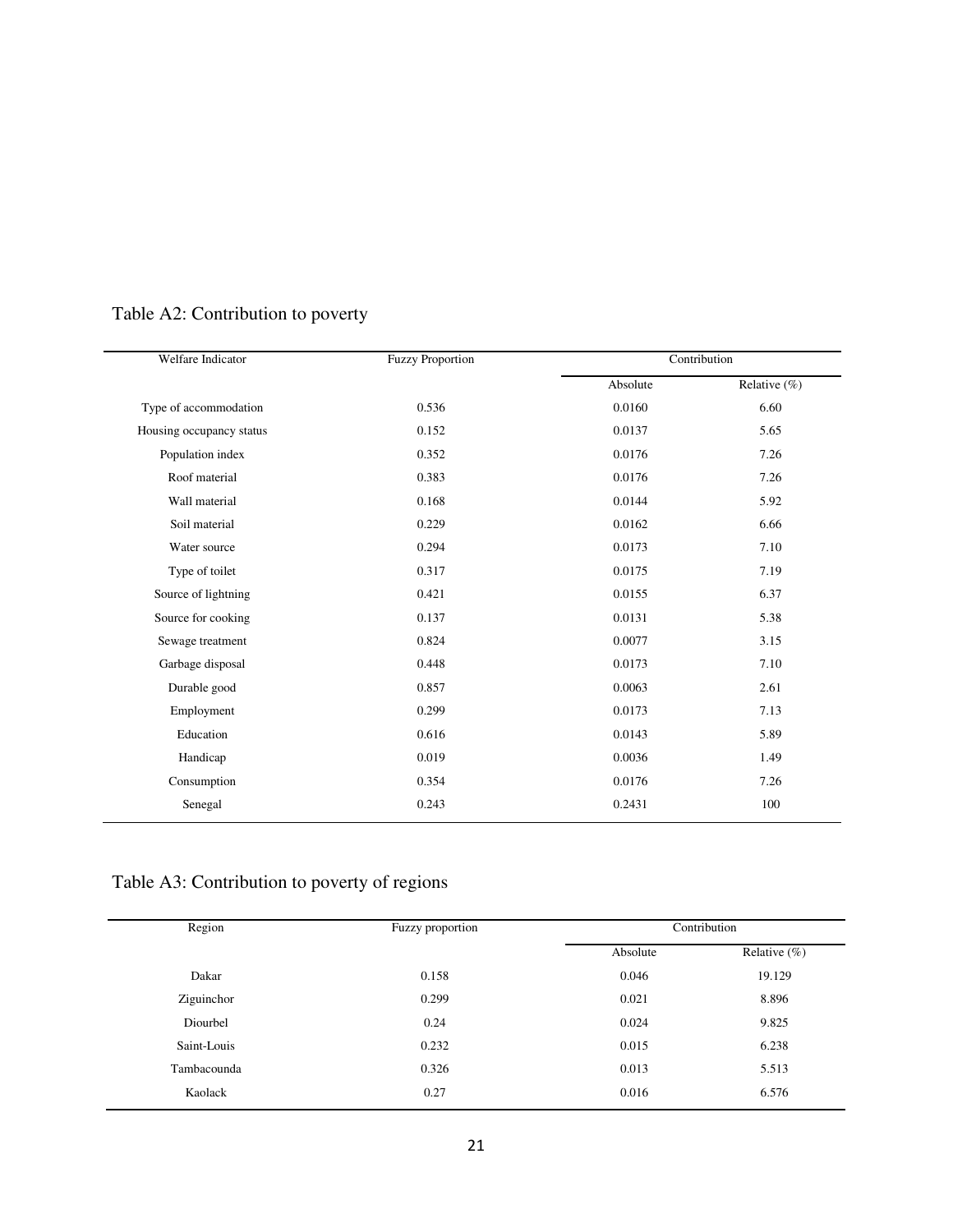Table A2: Contribution to poverty

| Welfare Indicator | Fuzzy Proportion | Contribution | |
|---|---|---|---|
| | | Absolute | Relative (%) |
| Type of accommodation | 0.536 | 0.0160 | 6.60 |
| Housing occupancy status | 0.152 | 0.0137 | 5.65 |
| Population index | 0.352 | 0.0176 | 7.26 |
| Roof material | 0.383 | 0.0176 | 7.26 |
| Wall material | 0.168 | 0.0144 | 5.92 |
| Soil material | 0.229 | 0.0162 | 6.66 |
| Water source | 0.294 | 0.0173 | 7.10 |
| Type of toilet | 0.317 | 0.0175 | 7.19 |
| Source of lightning | 0.421 | 0.0155 | 6.37 |
| Source for cooking | 0.137 | 0.0131 | 5.38 |
| Sewage treatment | 0.824 | 0.0077 | 3.15 |
| Garbage disposal | 0.448 | 0.0173 | 7.10 |
| Durable good | 0.857 | 0.0063 | 2.61 |
| Employment | 0.299 | 0.0173 | 7.13 |
| Education | 0.616 | 0.0143 | 5.89 |
| Handicap | 0.019 | 0.0036 | 1.49 |
| Consumption | 0.354 | 0.0176 | 7.26 |
| Senegal | 0.243 | 0.2431 | 100 |

Table A3: Contribution to poverty of regions

| Region | Fuzzy proportion | Contribution | |
|---|---|---|---|
| | | Absolute | Relative (%) |
| Dakar | 0.158 | 0.046 | 19.129 |
| Ziguinchor | 0.299 | 0.021 | 8.896 |
| Diourbel | 0.24 | 0.024 | 9.825 |
| Saint-Louis | 0.232 | 0.015 | 6.238 |
| Tambacounda | 0.326 | 0.013 | 5.513 |
| Kaolack | 0.27 | 0.016 | 6.576 |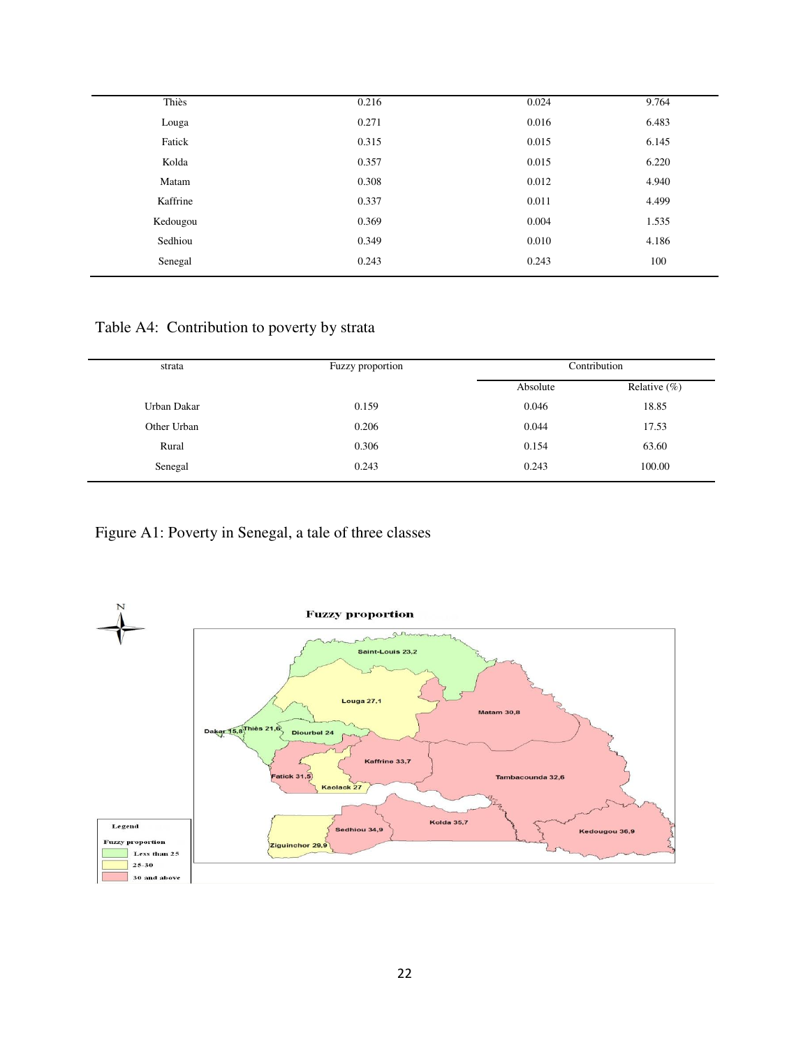| Thiès | 0.216 | 0.024 | 9.764 |
|---|---|---|---|
| Louga | 0.271 | 0.016 | 6.483 |
| Fatick | 0.315 | 0.015 | 6.145 |
| Kolda | 0.357 | 0.015 | 6.220 |
| Matam | 0.308 | 0.012 | 4.940 |
| Kaffrine | 0.337 | 0.011 | 4.499 |
| Kedougou | 0.369 | 0.004 | 1.535 |
| Sedhiou | 0.349 | 0.010 | 4.186 |
| Senegal | 0.243 | 0.243 | 100 |

Table A4: Contribution to poverty by strata

| strata | Fuzzy proportion | Contribution | |
|---|---|---|---|
| | | Absolute | Relative (%) |
| Urban Dakar | 0.159 | 0.046 | 18.85 |
| Other Urban | 0.206 | 0.044 | 17.53 |
| Rural | 0.306 | 0.154 | 63.60 |
| Senegal | 0.243 | 0.243 | 100.00 |

Figure A1: Poverty in Senegal, a tale of three classes

**Fuzzy proportion**

Saint-Louis 23,2
Louga 27,1
Matam 30,8
Dakar 15,8
Thiès 21,6
Diourbel 24
Kaffrine 33,7
Fatick 31,5
Kaolack 27
Tambacounda 32,6
Kolda 35,7
Sedhiou 34,9
Kedougou 36,9
Ziguinchor 29,9

Legend
Fuzzy proportion
Less than 25
25-30
30 and above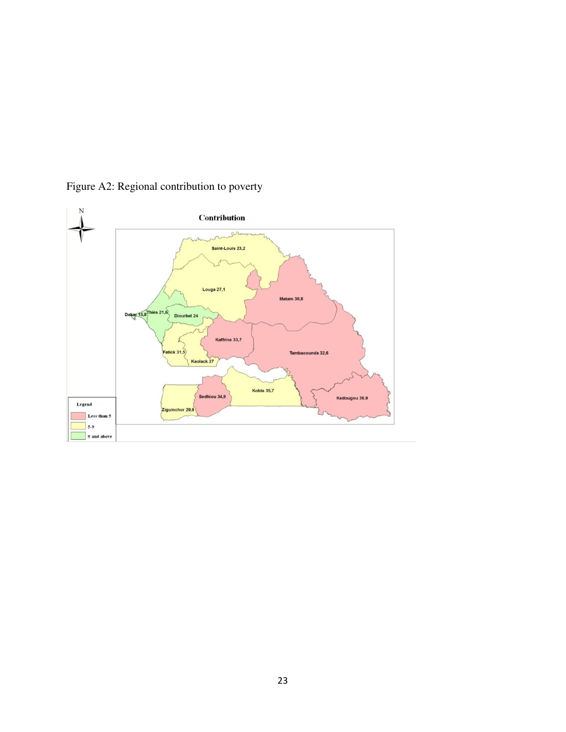Figure A2: Regional contribution to poverty

N

Contribution

Saint-Louis 23,2

Louga 27,1

Matam 30,8

Dakar 15,8

Thiès 21,6

Diourbel 24

Kaffrine 33,7

Tambacounda 32,6

Fatick 31,5

Kaolack 27

Kolda 35,7

Sedhiou 34,9

Kedougou 36,9

Ziguinchor 29,9

Legend

Less than 5

5-9

9 and above